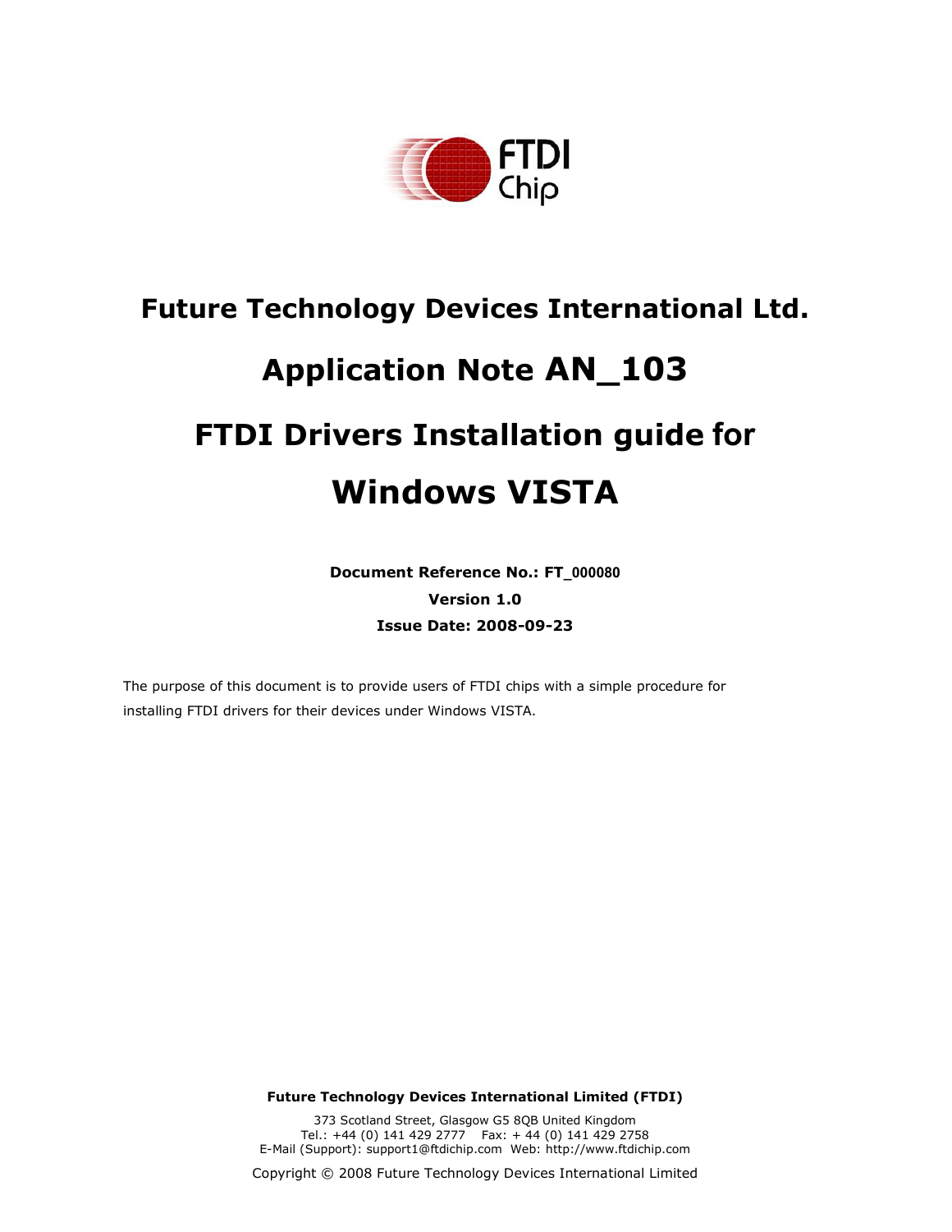# Future Technology Devices International Ltd.

# Application Note AN_103

# FTDI Drivers Installation guide for Windows VISTA

**Document Reference No.: FT_000080**

**Version 1.0**

**Issue Date: 2008-09-23**

The purpose of this document is to provide users of FTDI chips with a simple procedure for installing FTDI drivers for their devices under Windows VISTA.

**Future Technology Devices International Limited (FTDI)**

373 Scotland Street, Glasgow G5 8QB United Kingdom
Tel.: +44 (0) 141 429 2777 Fax: + 44 (0) 141 429 2758
E-Mail (Support): support1@ftdichip.com Web: http://www.ftdichip.com

Copyright © 2008 Future Technology Devices International Limited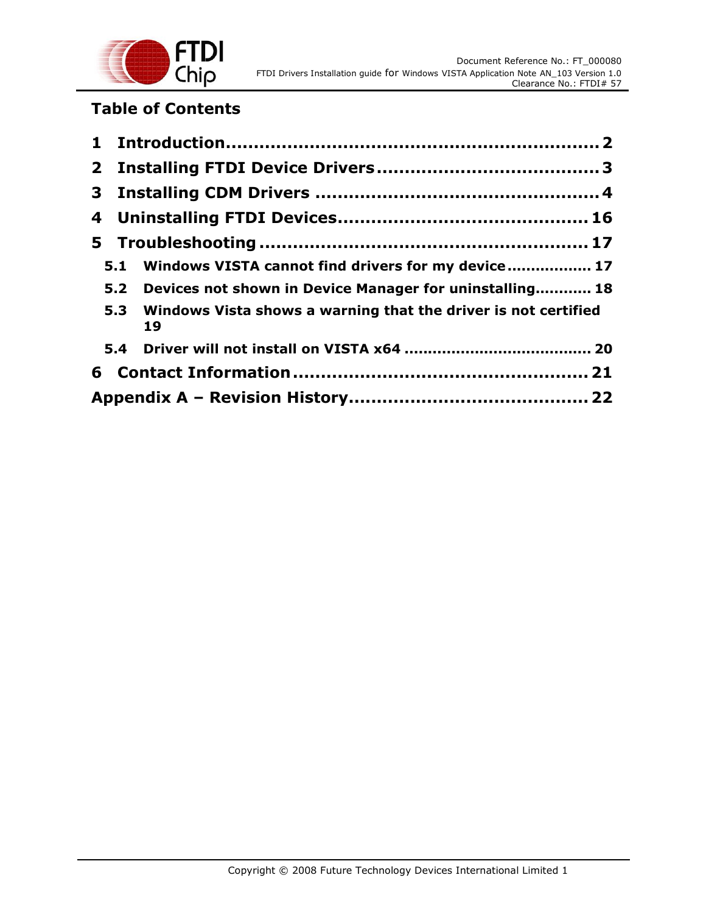# Table of Contents

**1 Introduction................................................................ 2**

**2 Installing FTDI Device Drivers....................................... 3**

**3 Installing CDM Drivers .................................................. 4**

**4 Uninstalling FTDI Devices............................................ 16**

**5 Troubleshooting .......................................................... 17**

- **5.1 Windows VISTA cannot find drivers for my device................. 17**
- **5.2 Devices not shown in Device Manager for uninstalling........... 18**
- **5.3 Windows Vista shows a warning that the driver is not certified 19**
- **5.4 Driver will not install on VISTA x64 ....................................... 20**

**6 Contact Information.................................................... 21**

**Appendix A – Revision History.......................................... 22**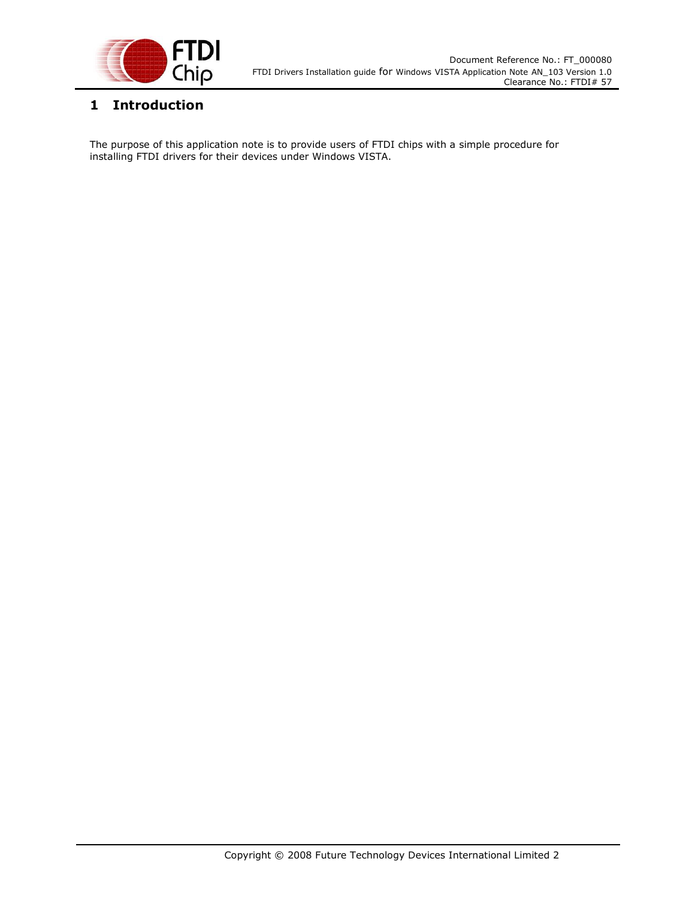# 1 Introduction

The purpose of this application note is to provide users of FTDI chips with a simple procedure for installing FTDI drivers for their devices under Windows VISTA.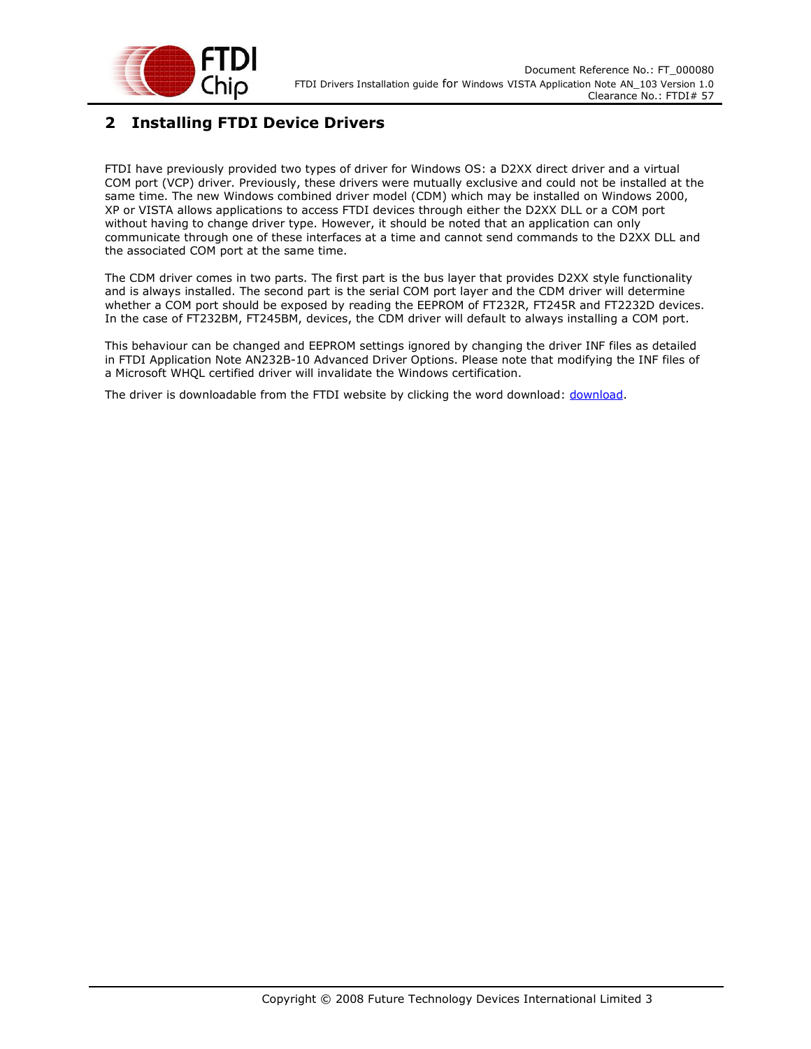## 2 Installing FTDI Device Drivers

FTDI have previously provided two types of driver for Windows OS: a D2XX direct driver and a virtual COM port (VCP) driver. Previously, these drivers were mutually exclusive and could not be installed at the same time. The new Windows combined driver model (CDM) which may be installed on Windows 2000, XP or VISTA allows applications to access FTDI devices through either the D2XX DLL or a COM port without having to change driver type. However, it should be noted that an application can only communicate through one of these interfaces at a time and cannot send commands to the D2XX DLL and the associated COM port at the same time.

The CDM driver comes in two parts. The first part is the bus layer that provides D2XX style functionality and is always installed. The second part is the serial COM port layer and the CDM driver will determine whether a COM port should be exposed by reading the EEPROM of FT232R, FT245R and FT2232D devices. In the case of FT232BM, FT245BM, devices, the CDM driver will default to always installing a COM port.

This behaviour can be changed and EEPROM settings ignored by changing the driver INF files as detailed in FTDI Application Note AN232B-10 Advanced Driver Options. Please note that modifying the INF files of a Microsoft WHQL certified driver will invalidate the Windows certification.

The driver is downloadable from the FTDI website by clicking the word download: download.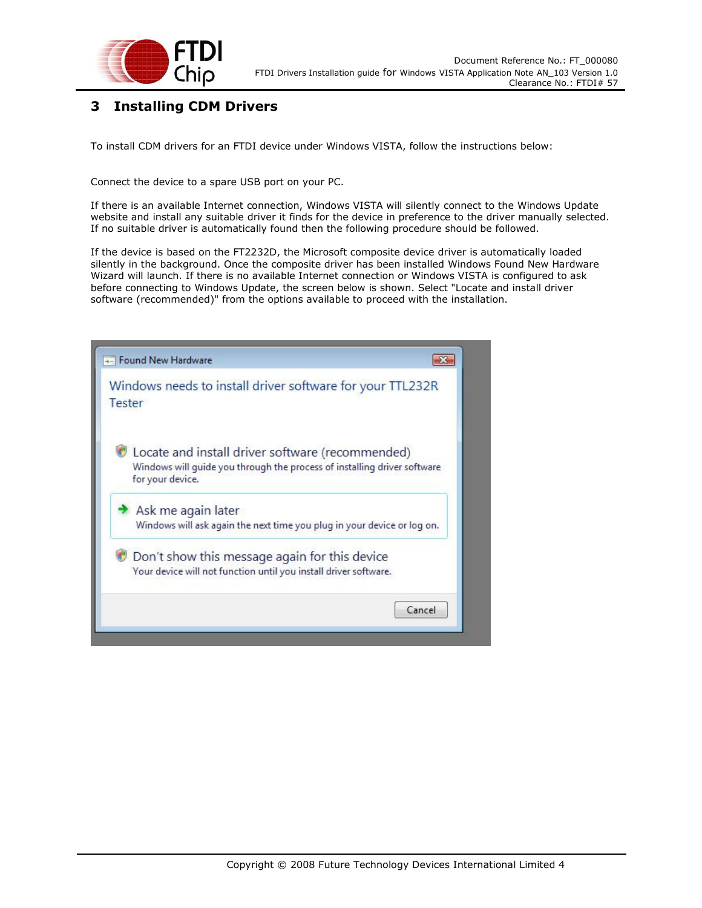# 3 Installing CDM Drivers

To install CDM drivers for an FTDI device under Windows VISTA, follow the instructions below:

Connect the device to a spare USB port on your PC.

If there is an available Internet connection, Windows VISTA will silently connect to the Windows Update website and install any suitable driver it finds for the device in preference to the driver manually selected. If no suitable driver is automatically found then the following procedure should be followed.

If the device is based on the FT2232D, the Microsoft composite device driver is automatically loaded silently in the background. Once the composite driver has been installed Windows Found New Hardware Wizard will launch. If there is no available Internet connection or Windows VISTA is configured to ask before connecting to Windows Update, the screen below is shown. Select "Locate and install driver software (recommended)" from the options available to proceed with the installation.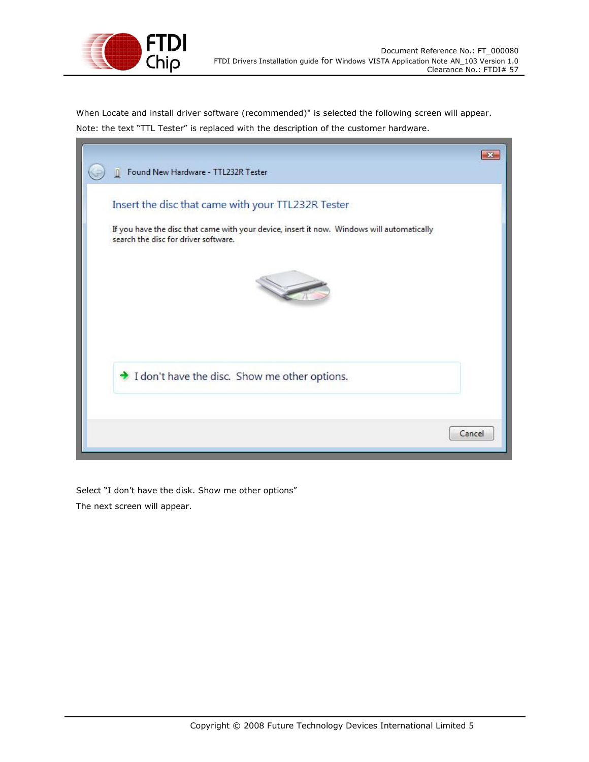When Locate and install driver software (recommended)" is selected the following screen will appear.

Note: the text "TTL Tester" is replaced with the description of the customer hardware.

Select "I don't have the disk. Show me other options"

The next screen will appear.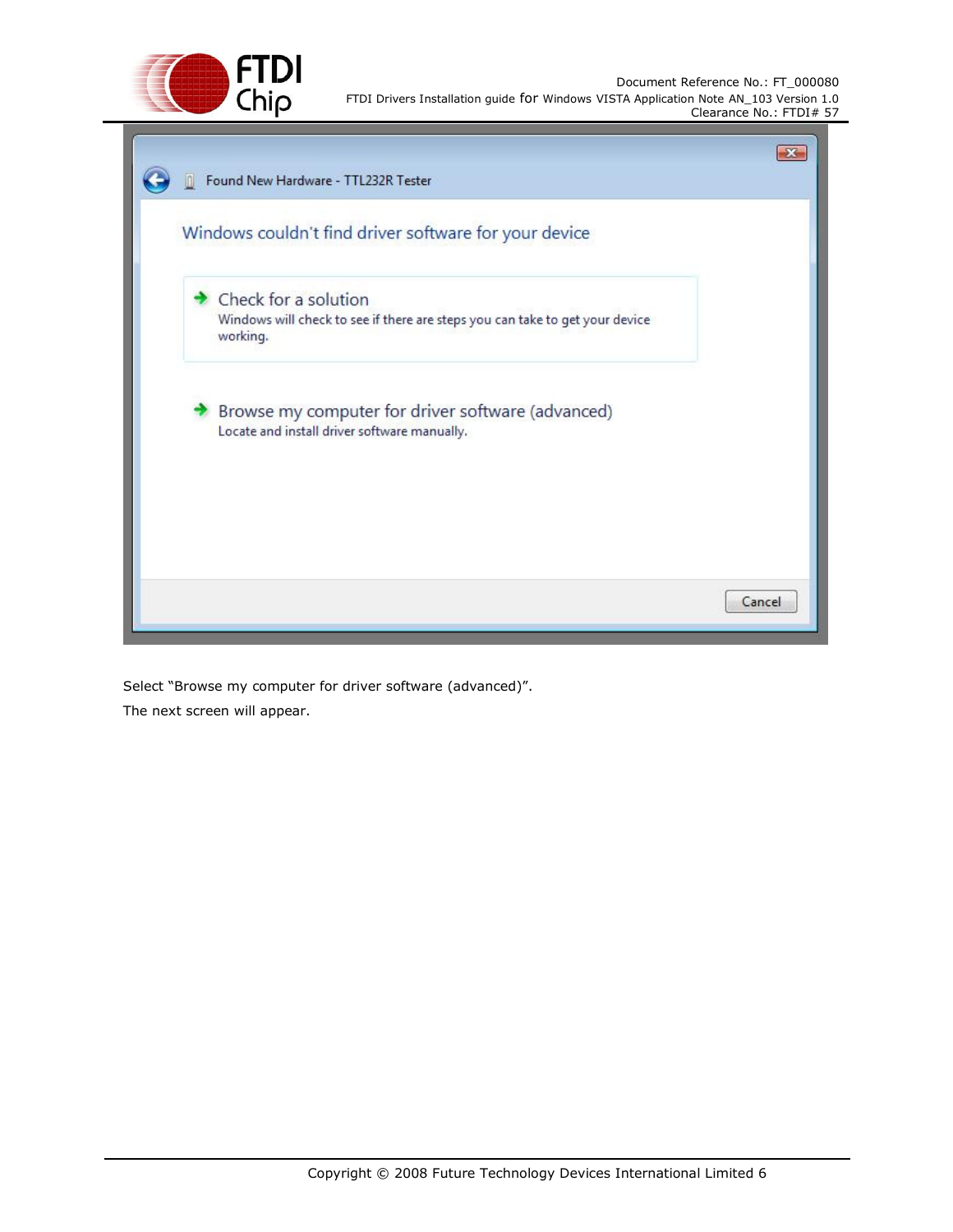Select “Browse my computer for driver software (advanced)”.

The next screen will appear.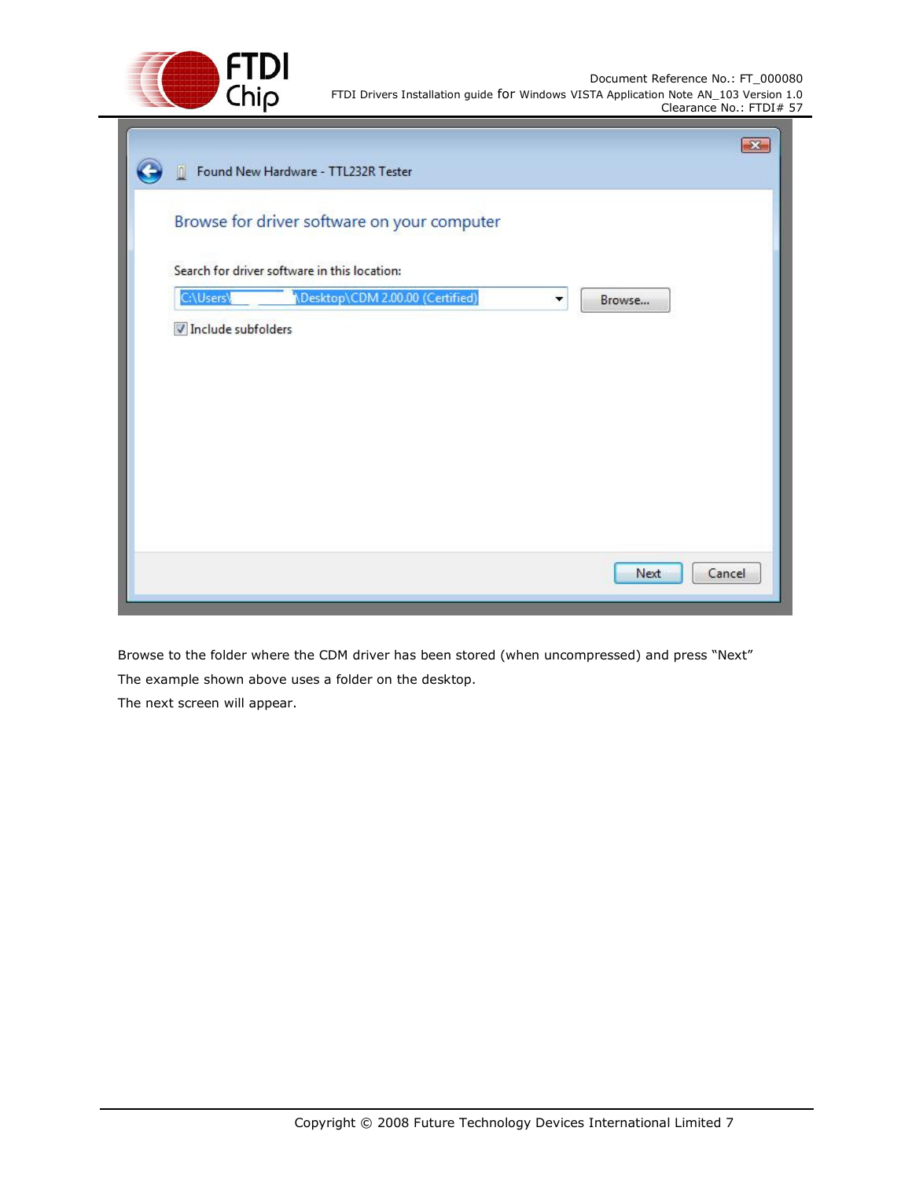Browse to the folder where the CDM driver has been stored (when uncompressed) and press “Next”

The example shown above uses a folder on the desktop.

The next screen will appear.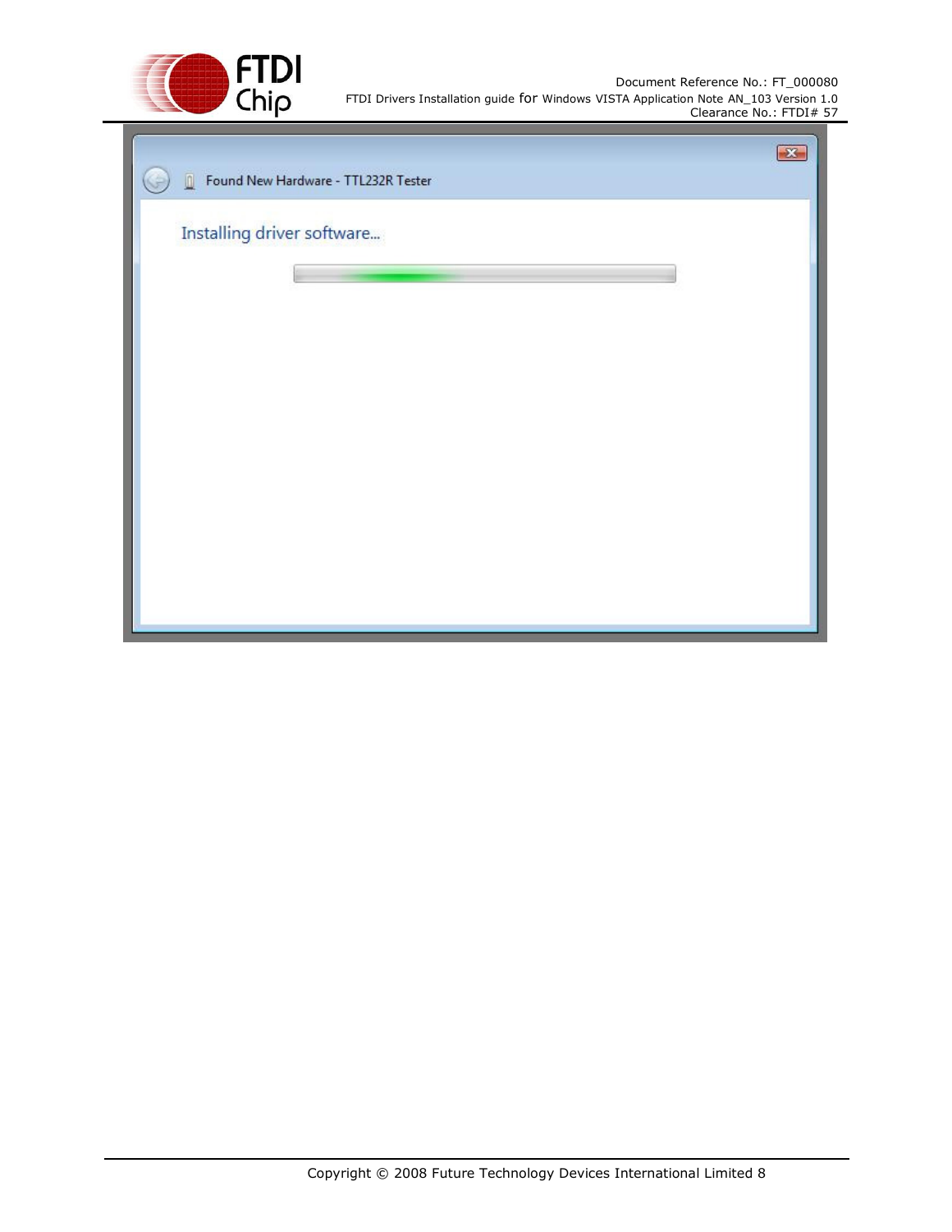Found New Hardware - TTL232R Tester

Installing driver software...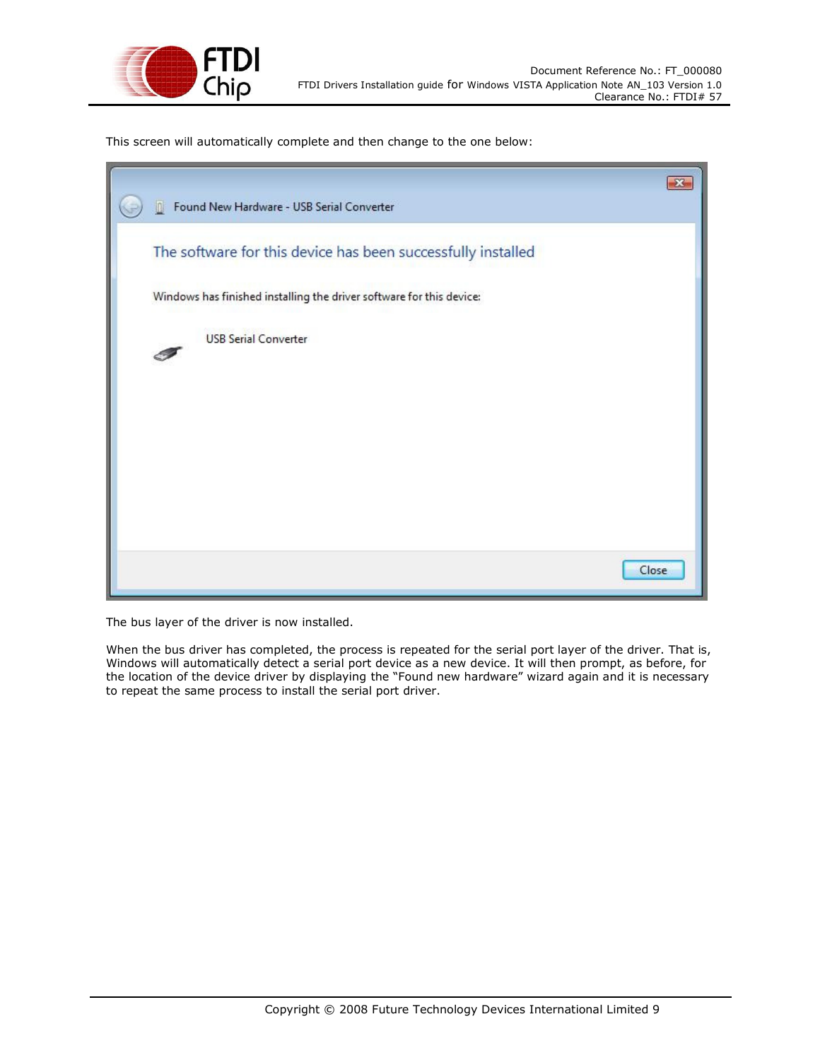This screen will automatically complete and then change to the one below:

The bus layer of the driver is now installed.

When the bus driver has completed, the process is repeated for the serial port layer of the driver. That is, Windows will automatically detect a serial port device as a new device. It will then prompt, as before, for the location of the device driver by displaying the "Found new hardware" wizard again and it is necessary to repeat the same process to install the serial port driver.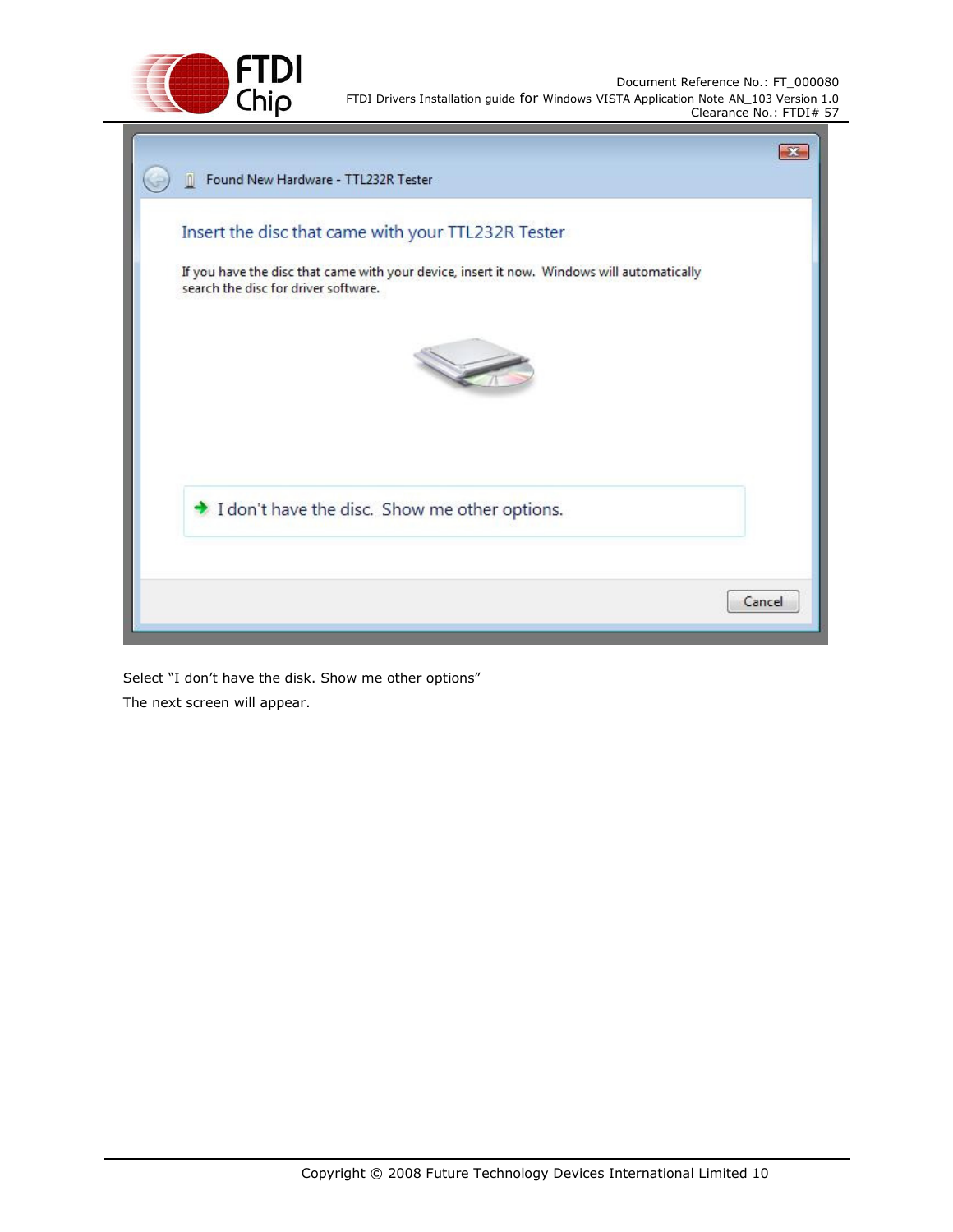Select “I don’t have the disk. Show me other options”

The next screen will appear.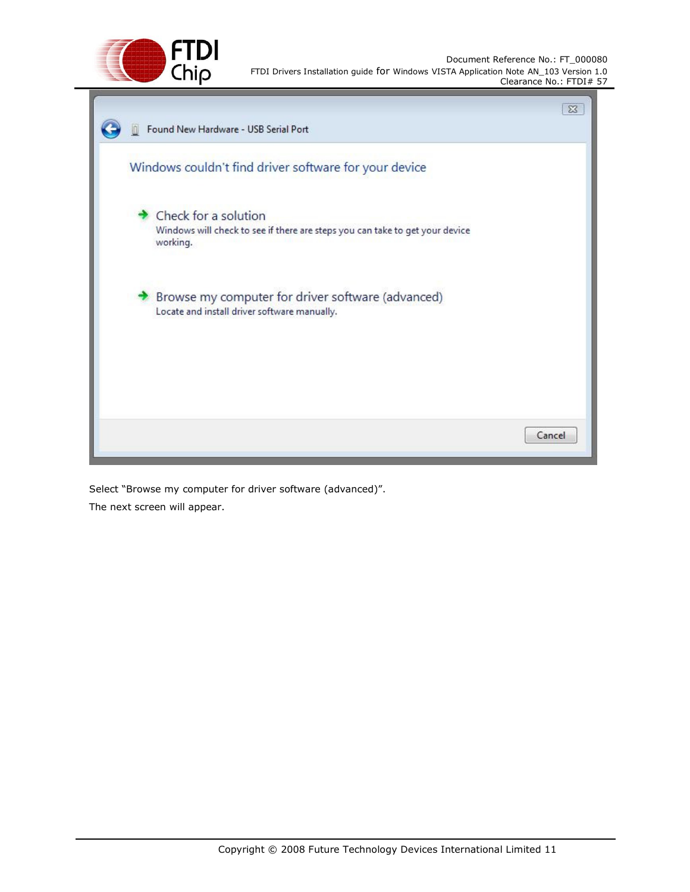Select “Browse my computer for driver software (advanced)”.

The next screen will appear.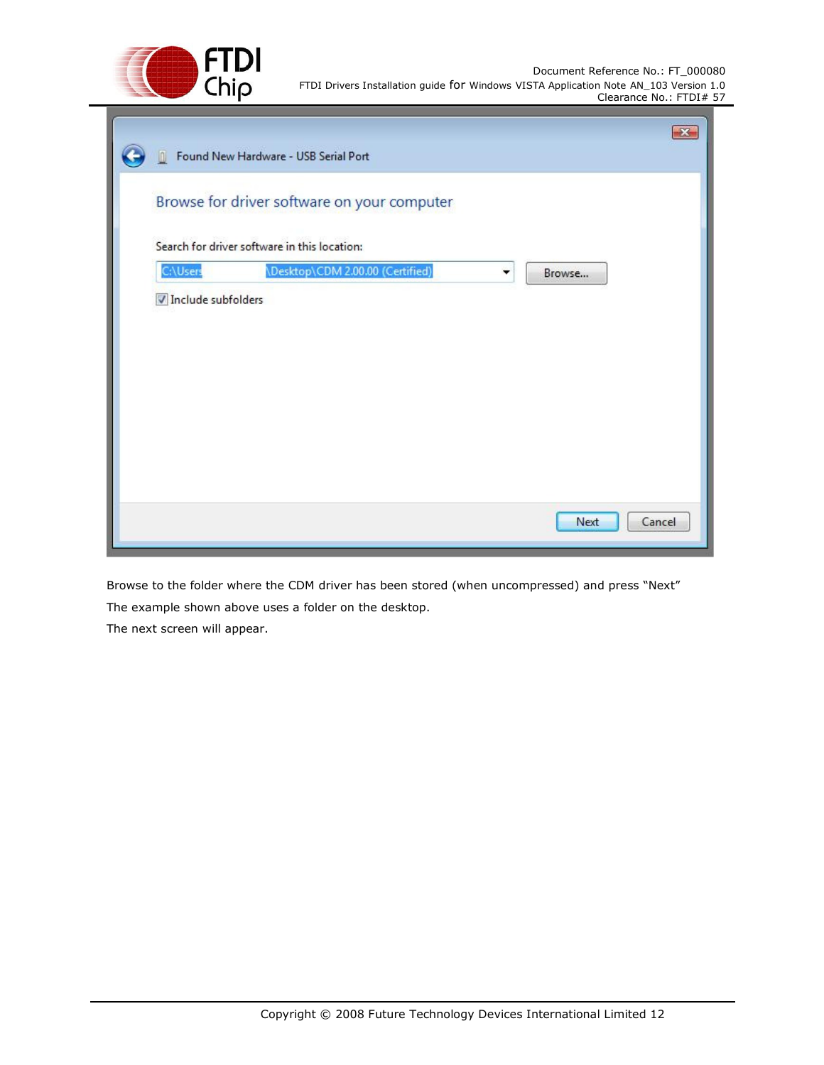Browse to the folder where the CDM driver has been stored (when uncompressed) and press "Next"

The example shown above uses a folder on the desktop.

The next screen will appear.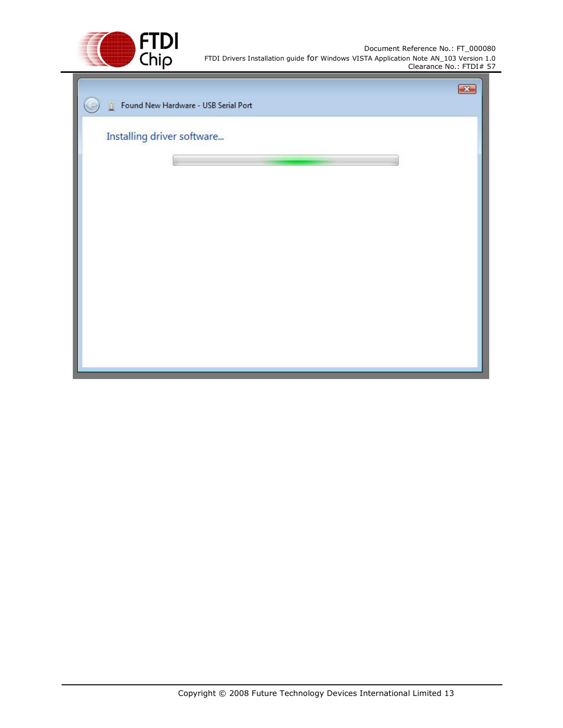Found New Hardware - USB Serial Port

Installing driver software...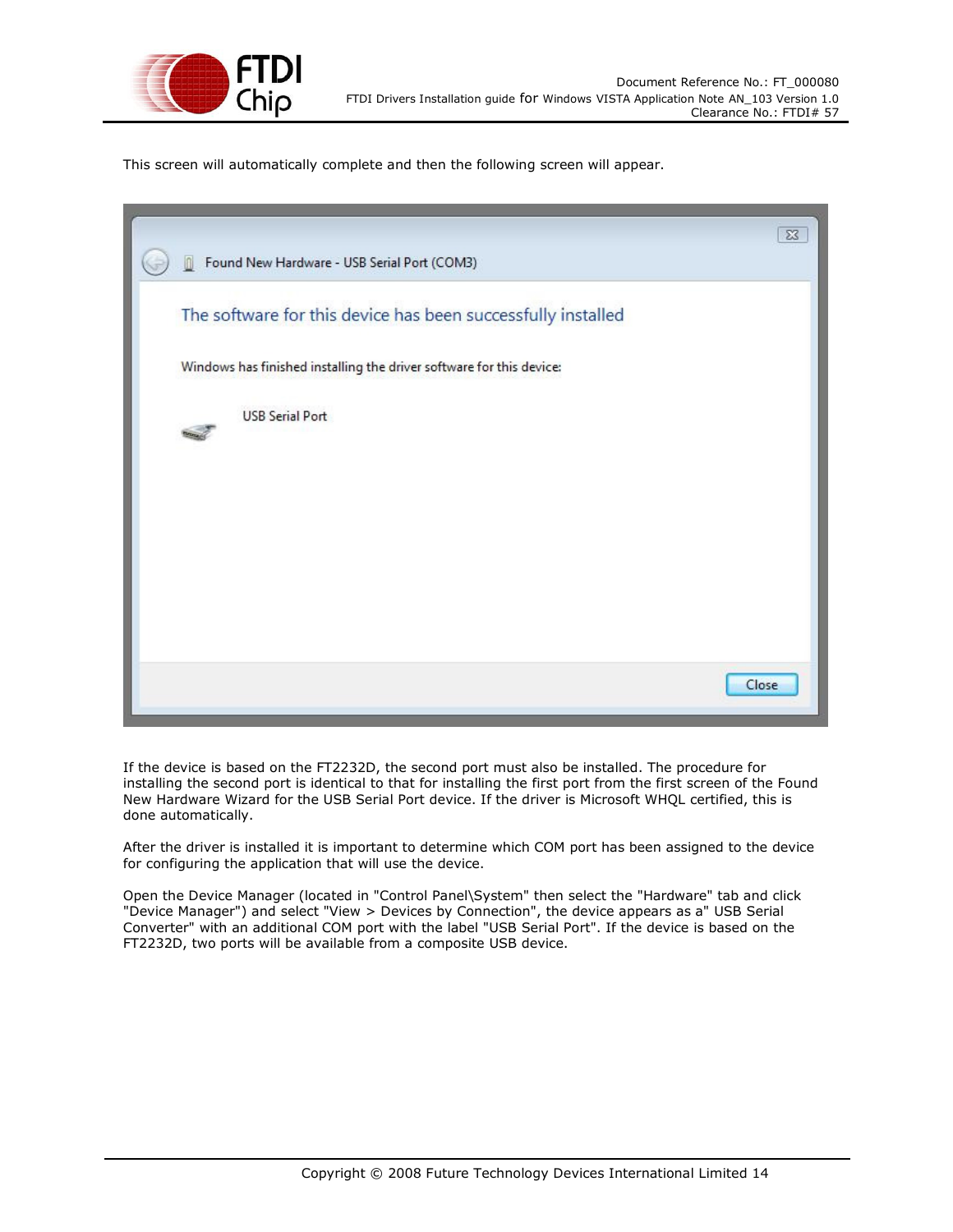This screen will automatically complete and then the following screen will appear.

If the device is based on the FT2232D, the second port must also be installed. The procedure for installing the second port is identical to that for installing the first port from the first screen of the Found New Hardware Wizard for the USB Serial Port device. If the driver is Microsoft WHQL certified, this is done automatically.

After the driver is installed it is important to determine which COM port has been assigned to the device for configuring the application that will use the device.

Open the Device Manager (located in "Control Panel\System" then select the "Hardware" tab and click "Device Manager") and select "View > Devices by Connection", the device appears as a" USB Serial Converter" with an additional COM port with the label "USB Serial Port". If the device is based on the FT2232D, two ports will be available from a composite USB device.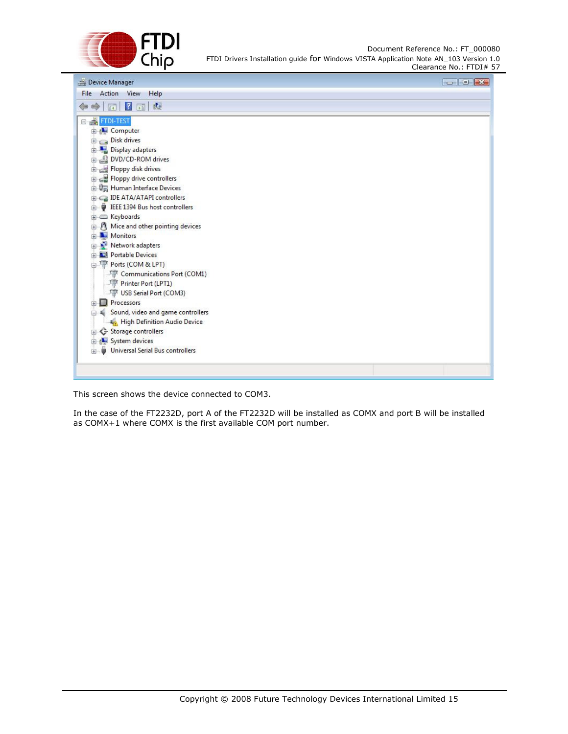This screen shows the device connected to COM3.

In the case of the FT2232D, port A of the FT2232D will be installed as COMX and port B will be installed as COMX+1 where COMX is the first available COM port number.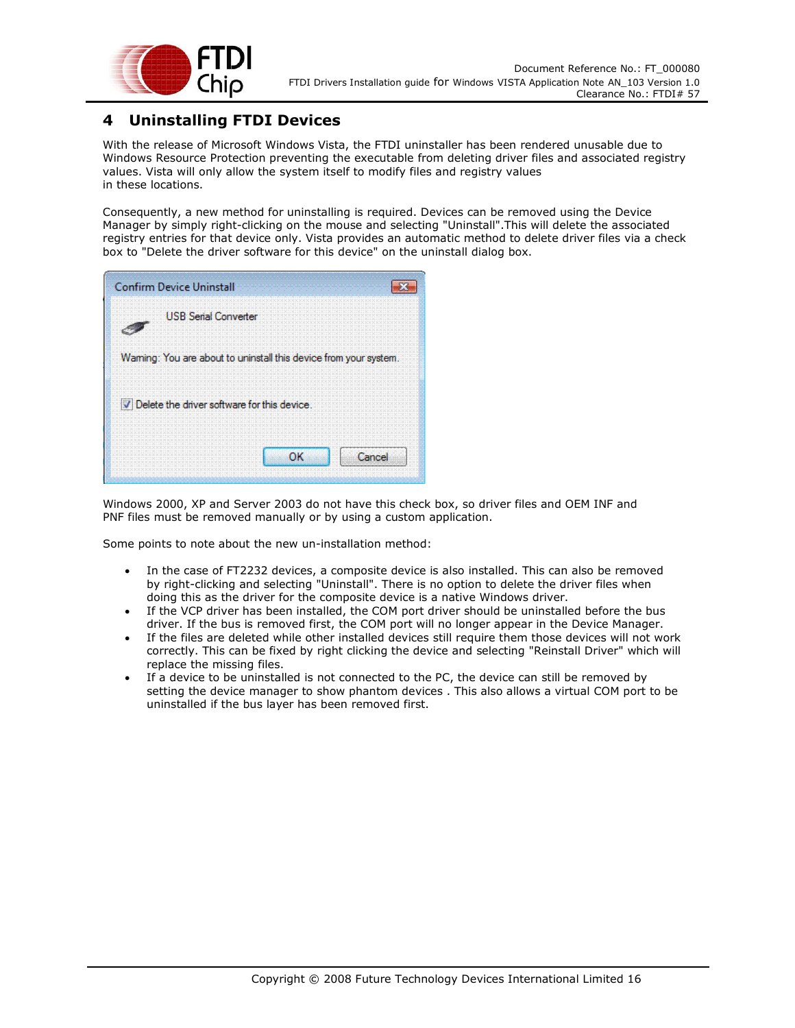# 4 Uninstalling FTDI Devices

With the release of Microsoft Windows Vista, the FTDI uninstaller has been rendered unusable due to Windows Resource Protection preventing the executable from deleting driver files and associated registry values. Vista will only allow the system itself to modify files and registry values in these locations.

Consequently, a new method for uninstalling is required. Devices can be removed using the Device Manager by simply right-clicking on the mouse and selecting "Uninstall".This will delete the associated registry entries for that device only. Vista provides an automatic method to delete driver files via a check box to "Delete the driver software for this device" on the uninstall dialog box.

Windows 2000, XP and Server 2003 do not have this check box, so driver files and OEM INF and PNF files must be removed manually or by using a custom application.

Some points to note about the new un-installation method:

- In the case of FT2232 devices, a composite device is also installed. This can also be removed by right-clicking and selecting "Uninstall". There is no option to delete the driver files when doing this as the driver for the composite device is a native Windows driver.
- If the VCP driver has been installed, the COM port driver should be uninstalled before the bus driver. If the bus is removed first, the COM port will no longer appear in the Device Manager.
- If the files are deleted while other installed devices still require them those devices will not work correctly. This can be fixed by right clicking the device and selecting "Reinstall Driver" which will replace the missing files.
- If a device to be uninstalled is not connected to the PC, the device can still be removed by setting the device manager to show phantom devices . This also allows a virtual COM port to be uninstalled if the bus layer has been removed first.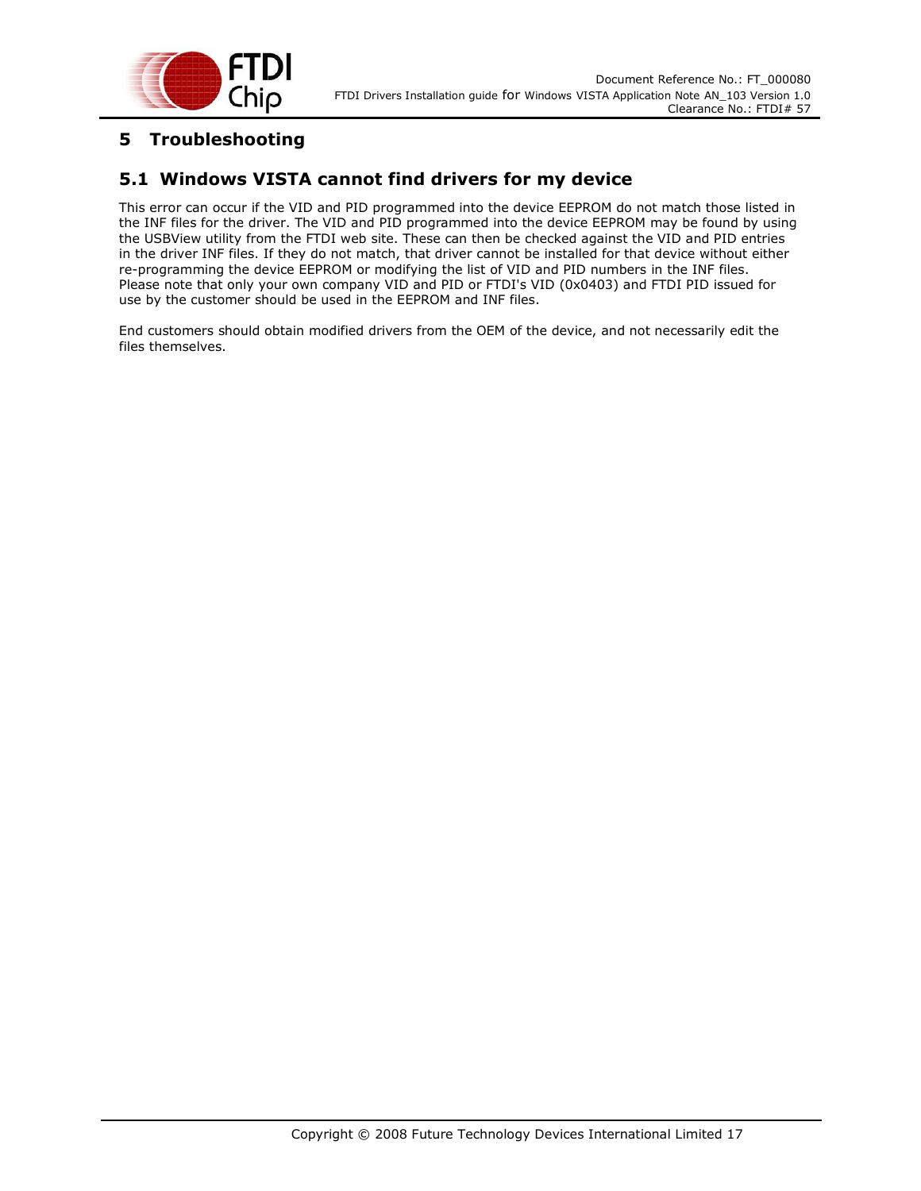# 5 Troubleshooting

## 5.1 Windows VISTA cannot find drivers for my device

This error can occur if the VID and PID programmed into the device EEPROM do not match those listed in the INF files for the driver. The VID and PID programmed into the device EEPROM may be found by using the USBView utility from the FTDI web site. These can then be checked against the VID and PID entries in the driver INF files. If they do not match, that driver cannot be installed for that device without either re-programming the device EEPROM or modifying the list of VID and PID numbers in the INF files. Please note that only your own company VID and PID or FTDI's VID (0x0403) and FTDI PID issued for use by the customer should be used in the EEPROM and INF files.

End customers should obtain modified drivers from the OEM of the device, and not necessarily edit the files themselves.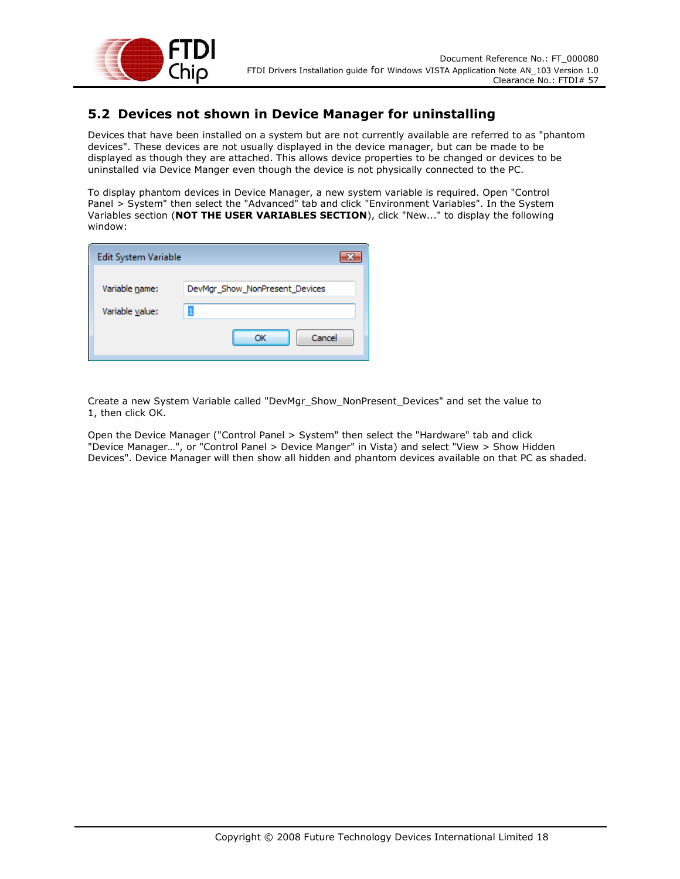## 5.2 Devices not shown in Device Manager for uninstalling

Devices that have been installed on a system but are not currently available are referred to as "phantom devices". These devices are not usually displayed in the device manager, but can be made to be displayed as though they are attached. This allows device properties to be changed or devices to be uninstalled via Device Manger even though the device is not physically connected to the PC.

To display phantom devices in Device Manager, a new system variable is required. Open "Control Panel > System" then select the "Advanced" tab and click "Environment Variables". In the System Variables section (**NOT THE USER VARIABLES SECTION**), click "New..." to display the following window:

Create a new System Variable called "DevMgr_Show_NonPresent_Devices" and set the value to 1, then click OK.

Open the Device Manager ("Control Panel > System" then select the "Hardware" tab and click "Device Manager…", or "Control Panel > Device Manger" in Vista) and select "View > Show Hidden Devices". Device Manager will then show all hidden and phantom devices available on that PC as shaded.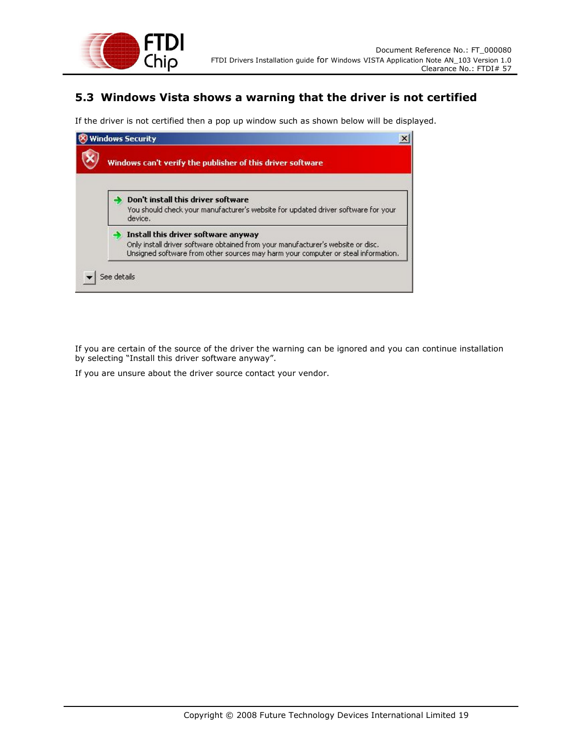## 5.3 Windows Vista shows a warning that the driver is not certified

If the driver is not certified then a pop up window such as shown below will be displayed.

If you are certain of the source of the driver the warning can be ignored and you can continue installation by selecting "Install this driver software anyway".

If you are unsure about the driver source contact your vendor.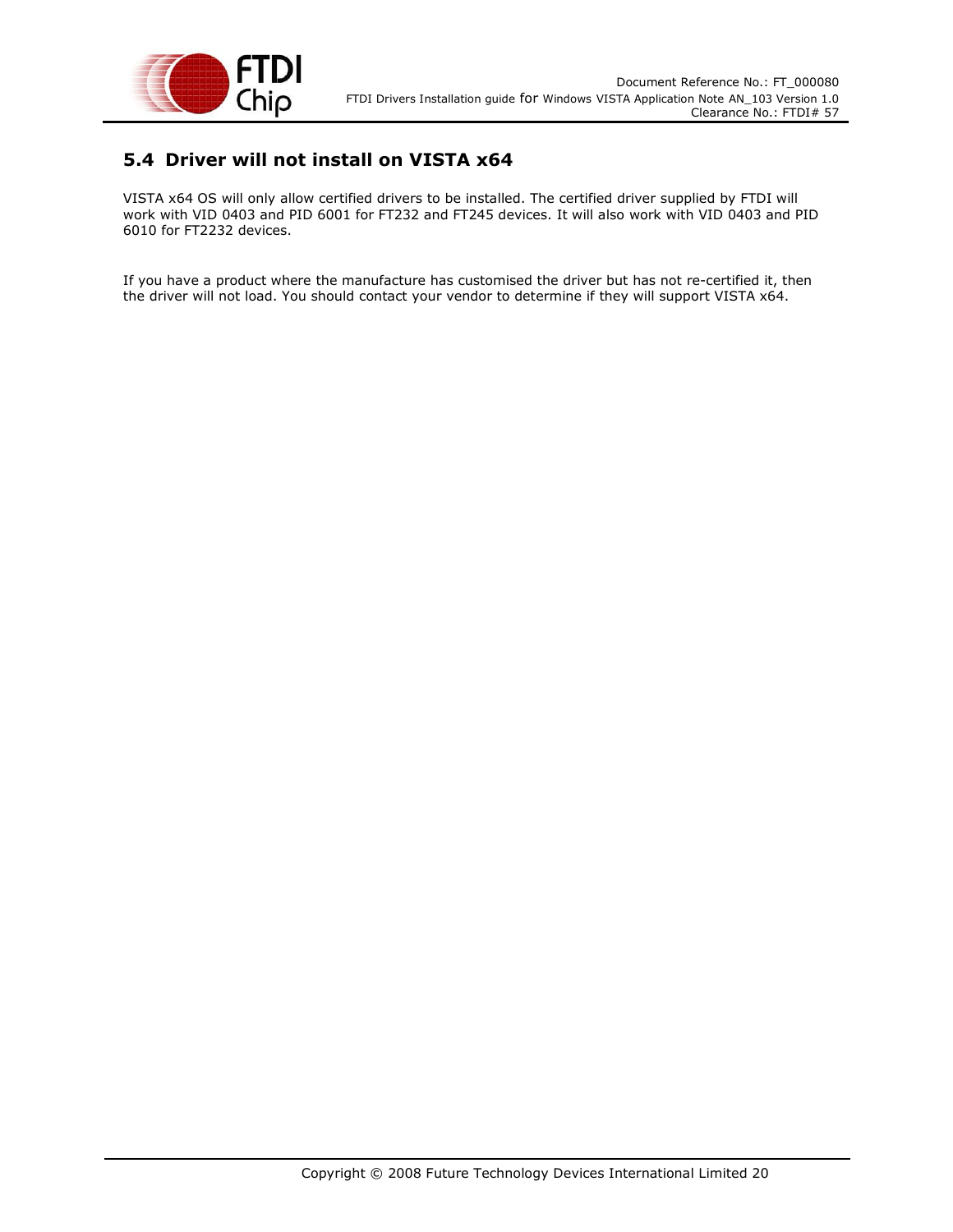## 5.4 Driver will not install on VISTA x64

VISTA x64 OS will only allow certified drivers to be installed. The certified driver supplied by FTDI will work with VID 0403 and PID 6001 for FT232 and FT245 devices. It will also work with VID 0403 and PID 6010 for FT2232 devices.

If you have a product where the manufacture has customised the driver but has not re-certified it, then the driver will not load. You should contact your vendor to determine if they will support VISTA x64.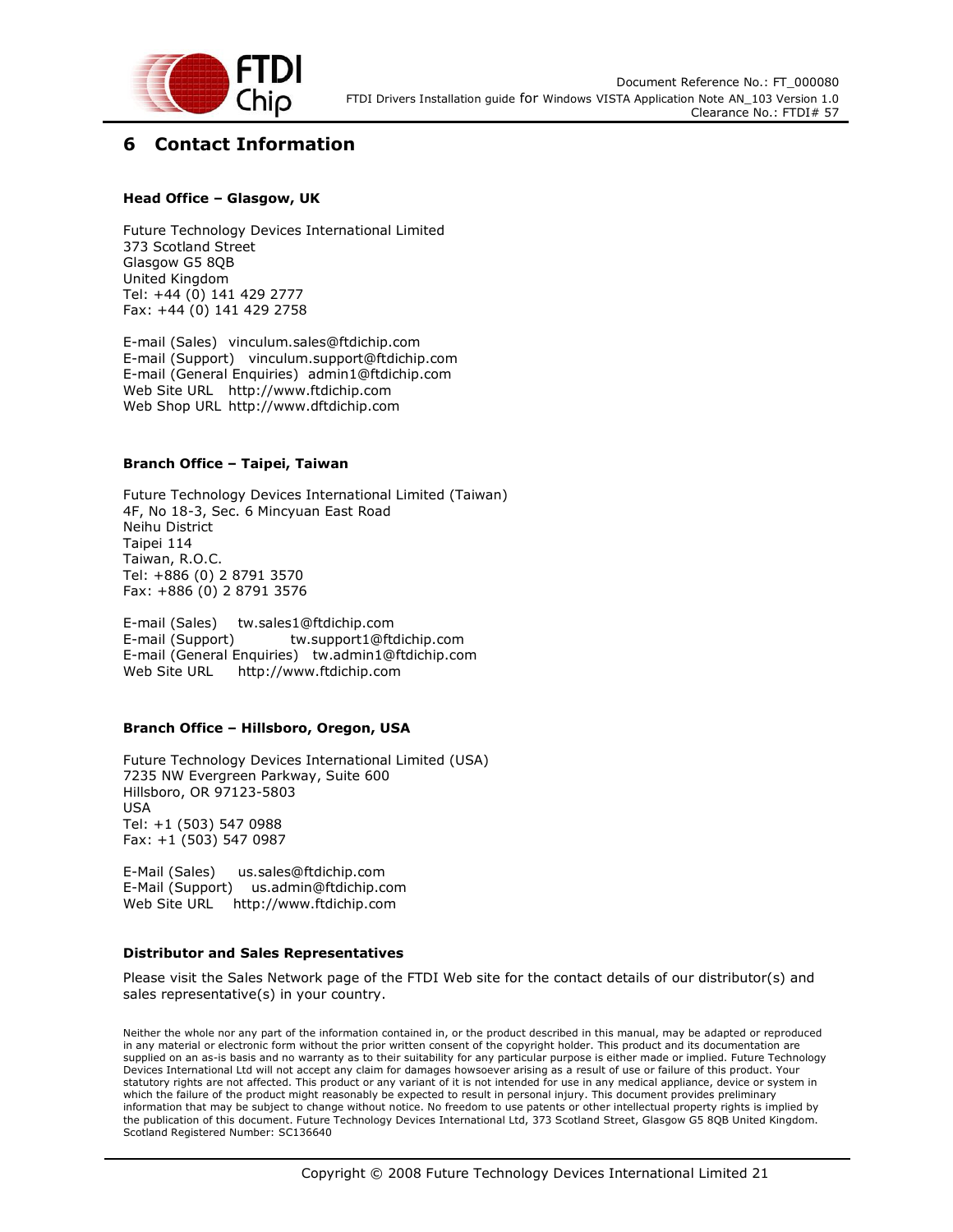# 6 Contact Information

**Head Office – Glasgow, UK**

Future Technology Devices International Limited
373 Scotland Street
Glasgow G5 8QB
United Kingdom
Tel: +44 (0) 141 429 2777
Fax: +44 (0) 141 429 2758

E-mail (Sales) vinculum.sales@ftdichip.com
E-mail (Support) vinculum.support@ftdichip.com
E-mail (General Enquiries) admin1@ftdichip.com
Web Site URL http://www.ftdichip.com
Web Shop URL http://www.dftdichip.com

**Branch Office – Taipei, Taiwan**

Future Technology Devices International Limited (Taiwan)
4F, No 18-3, Sec. 6 Mincyuan East Road
Neihu District
Taipei 114
Taiwan, R.O.C.
Tel: +886 (0) 2 8791 3570
Fax: +886 (0) 2 8791 3576

E-mail (Sales) tw.sales1@ftdichip.com
E-mail (Support) tw.support1@ftdichip.com
E-mail (General Enquiries) tw.admin1@ftdichip.com
Web Site URL http://www.ftdichip.com

**Branch Office – Hillsboro, Oregon, USA**

Future Technology Devices International Limited (USA)
7235 NW Evergreen Parkway, Suite 600
Hillsboro, OR 97123-5803
USA
Tel: +1 (503) 547 0988
Fax: +1 (503) 547 0987

E-Mail (Sales) us.sales@ftdichip.com
E-Mail (Support) us.admin@ftdichip.com
Web Site URL http://www.ftdichip.com

**Distributor and Sales Representatives**

Please visit the Sales Network page of the FTDI Web site for the contact details of our distributor(s) and sales representative(s) in your country.

Neither the whole nor any part of the information contained in, or the product described in this manual, may be adapted or reproduced in any material or electronic form without the prior written consent of the copyright holder. This product and its documentation are supplied on an as-is basis and no warranty as to their suitability for any particular purpose is either made or implied. Future Technology Devices International Ltd will not accept any claim for damages howsoever arising as a result of use or failure of this product. Your statutory rights are not affected. This product or any variant of it is not intended for use in any medical appliance, device or system in which the failure of the product might reasonably be expected to result in personal injury. This document provides preliminary information that may be subject to change without notice. No freedom to use patents or other intellectual property rights is implied by the publication of this document. Future Technology Devices International Ltd, 373 Scotland Street, Glasgow G5 8QB United Kingdom. Scotland Registered Number: SC136640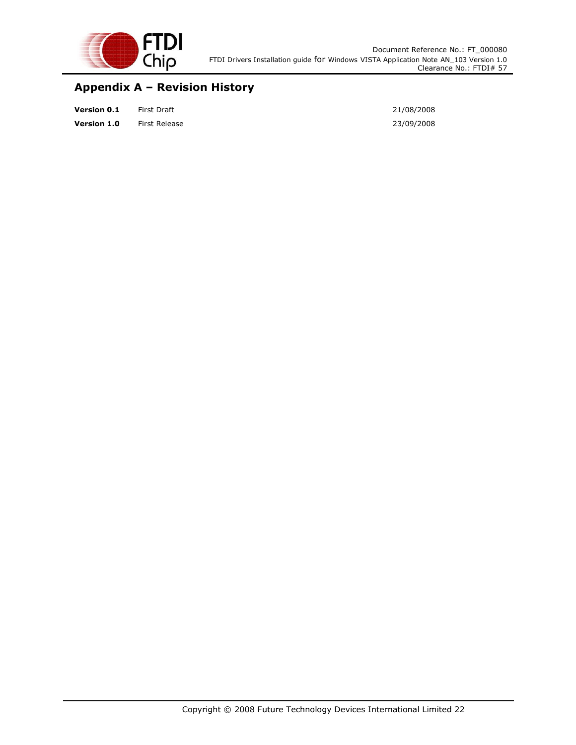# Appendix A – Revision History

| | | |
|---|---|---|
| **Version 0.1** | First Draft | 21/08/2008 |
| **Version 1.0** | First Release | 23/09/2008 |